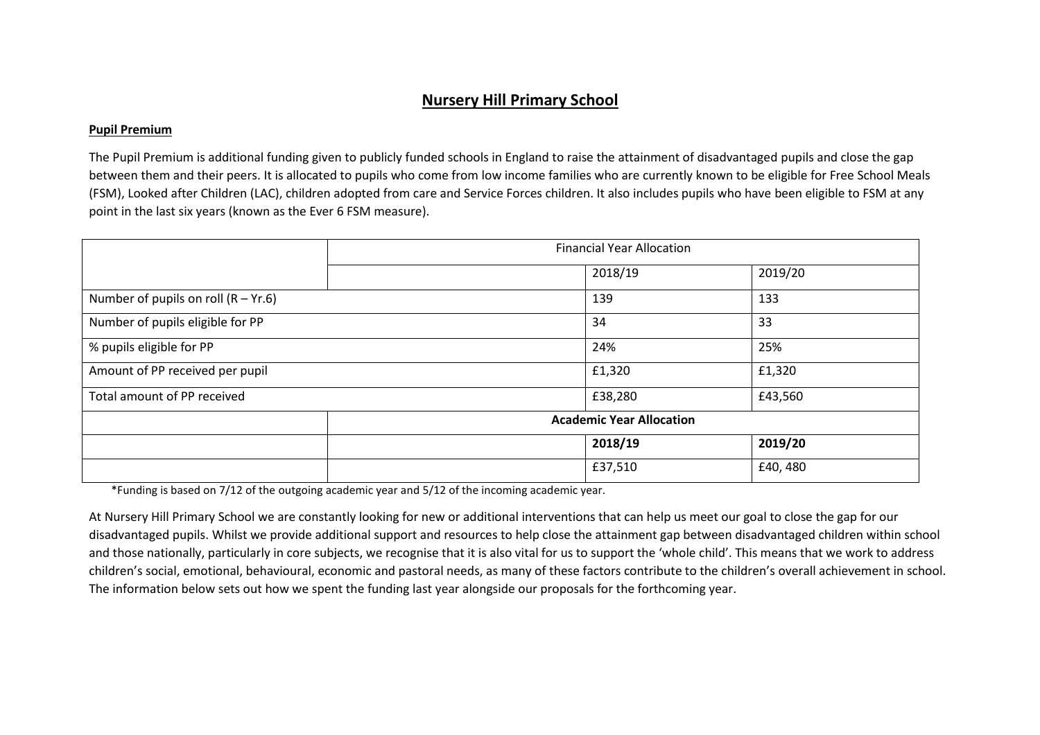# Nursery Hill Primary School

## Pupil Premium

The Pupil Premium is additional funding given to publicly funded schools in England to raise the attainment of disadvantaged pupils and close the gap between them and their peers. It is allocated to pupils who come from low income families who are currently known to be eligible for Free School Meals (FSM), Looked after Children (LAC), children adopted from care and Service Forces children. It also includes pupils who have been eligible to FSM at any point in the last six years (known as the Ever 6 FSM measure).

| | Financial Year Allocation | | |
|---|---|---|---|
| | | 2018/19 | 2019/20 |
| Number of pupils on roll (R – Yr.6) | | 139 | 133 |
| Number of pupils eligible for PP | | 34 | 33 |
| % pupils eligible for PP | | 24% | 25% |
| Amount of PP received per pupil | | £1,320 | £1,320 |
| Total amount of PP received | | £38,280 | £43,560 |
| | **Academic Year Allocation** | | |
| | | **2018/19** | **2019/20** |
| | | £37,510 | £40, 480 |

*Funding is based on 7/12 of the outgoing academic year and 5/12 of the incoming academic year.

At Nursery Hill Primary School we are constantly looking for new or additional interventions that can help us meet our goal to close the gap for our disadvantaged pupils. Whilst we provide additional support and resources to help close the attainment gap between disadvantaged children within school and those nationally, particularly in core subjects, we recognise that it is also vital for us to support the 'whole child'. This means that we work to address children's social, emotional, behavioural, economic and pastoral needs, as many of these factors contribute to the children's overall achievement in school. The information below sets out how we spent the funding last year alongside our proposals for the forthcoming year.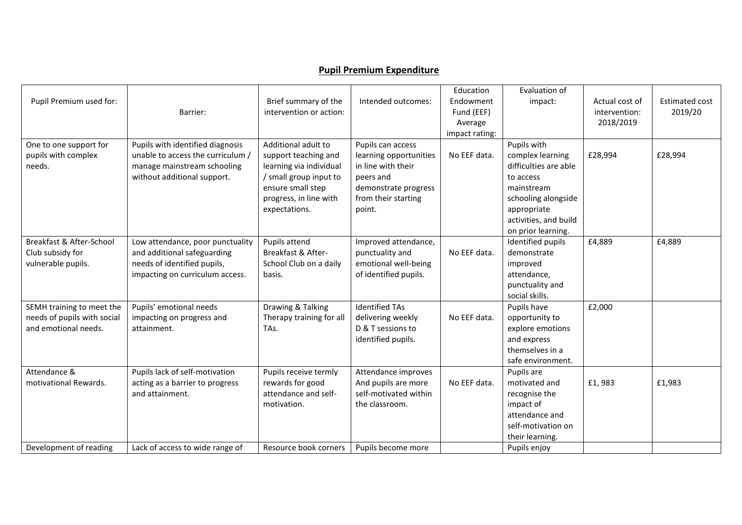## **Pupil Premium Expenditure**

| Pupil Premium used for: | Barrier: | Brief summary of the intervention or action: | Intended outcomes: | Education Endowment Fund (EEF) Average impact rating: | Evaluation of impact: | Actual cost of intervention: 2018/2019 | Estimated cost 2019/20 |
|---|---|---|---|---|---|---|---|
| One to one support for pupils with complex needs. | Pupils with identified diagnosis unable to access the curriculum / manage mainstream schooling without additional support. | Additional adult to support teaching and learning via individual / small group input to ensure small step progress, in line with expectations. | Pupils can access learning opportunities in line with their peers and demonstrate progress from their starting point. | No EEF data. | Pupils with complex learning difficulties are able to access mainstream schooling alongside appropriate activities, and build on prior learning. | £28,994 | £28,994 |
| Breakfast & After-School Club subsidy for vulnerable pupils. | Low attendance, poor punctuality and additional safeguarding needs of identified pupils, impacting on curriculum access. | Pupils attend Breakfast & After-School Club on a daily basis. | Improved attendance, punctuality and emotional well-being of identified pupils. | No EEF data. | Identified pupils demonstrate improved attendance, punctuality and social skills. | £4,889 | £4,889 |
| SEMH training to meet the needs of pupils with social and emotional needs. | Pupils' emotional needs impacting on progress and attainment. | Drawing & Talking Therapy training for all TAs. | Identified TAs delivering weekly D & T sessions to identified pupils. | No EEF data. | Pupils have opportunity to explore emotions and express themselves in a safe environment. | £2,000 | |
| Attendance & motivational Rewards. | Pupils lack of self-motivation acting as a barrier to progress and attainment. | Pupils receive termly rewards for good attendance and self-motivation. | Attendance improves And pupils are more self-motivated within the classroom. | No EEF data. | Pupils are motivated and recognise the impact of attendance and self-motivation on their learning. | £1, 983 | £1,983 |
| Development of reading | Lack of access to wide range of | Resource book corners | Pupils become more | | Pupils enjoy | | |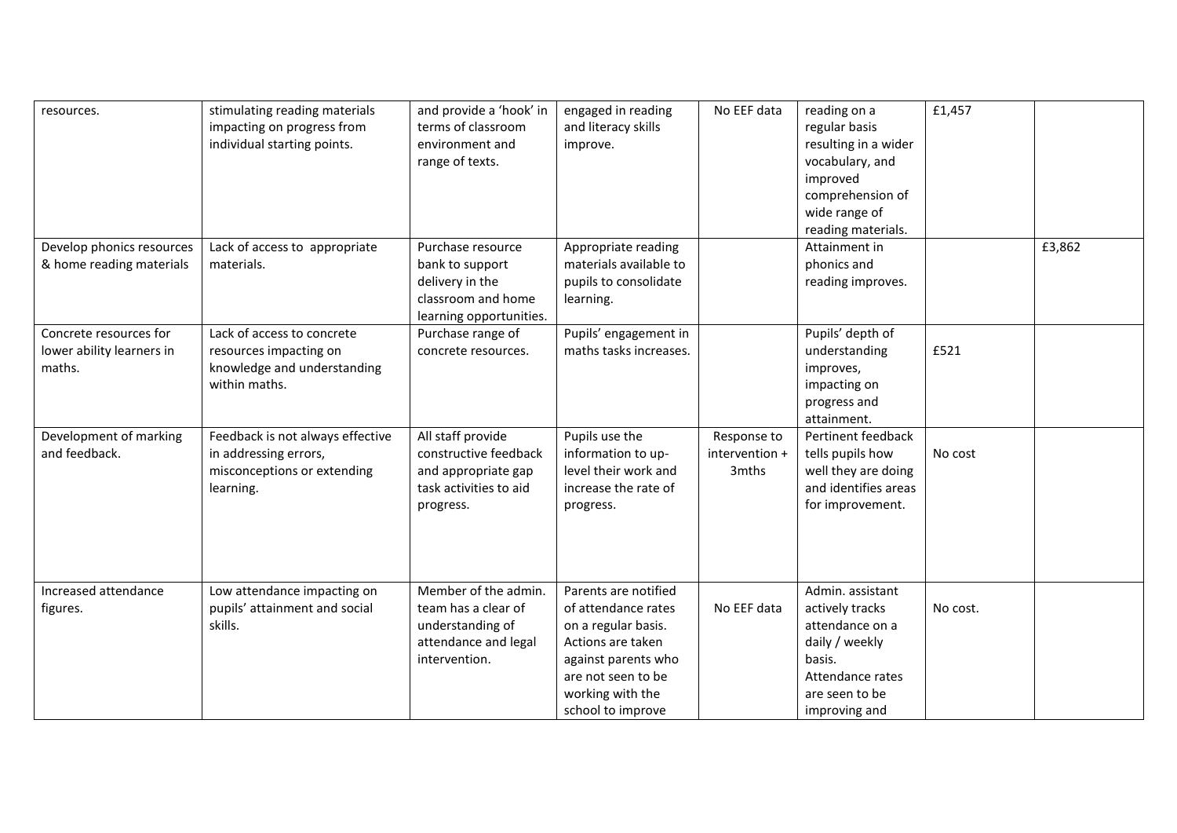| | | | | | | | |
|---|---|---|---|---|---|---|---|
| resources. | stimulating reading materials impacting on progress from individual starting points. | and provide a 'hook' in terms of classroom environment and range of texts. | engaged in reading and literacy skills improve. | No EEF data | reading on a regular basis resulting in a wider vocabulary, and improved comprehension of wide range of reading materials. | £1,457 | |
| Develop phonics resources & home reading materials | Lack of access to appropriate materials. | Purchase resource bank to support delivery in the classroom and home learning opportunities. | Appropriate reading materials available to pupils to consolidate learning. | | Attainment in phonics and reading improves. | | £3,862 |
| Concrete resources for lower ability learners in maths. | Lack of access to concrete resources impacting on knowledge and understanding within maths. | Purchase range of concrete resources. | Pupils' engagement in maths tasks increases. | | Pupils' depth of understanding improves, impacting on progress and attainment. | £521 | |
| Development of marking and feedback. | Feedback is not always effective in addressing errors, misconceptions or extending learning. | All staff provide constructive feedback and appropriate gap task activities to aid progress. | Pupils use the information to up-level their work and increase the rate of progress. | Response to intervention + 3mths | Pertinent feedback tells pupils how well they are doing and identifies areas for improvement. | No cost | |
| Increased attendance figures. | Low attendance impacting on pupils' attainment and social skills. | Member of the admin. team has a clear of understanding of attendance and legal intervention. | Parents are notified of attendance rates on a regular basis. Actions are taken against parents who are not seen to be working with the school to improve | No EEF data | Admin. assistant actively tracks attendance on a daily / weekly basis. Attendance rates are seen to be improving and | No cost. | |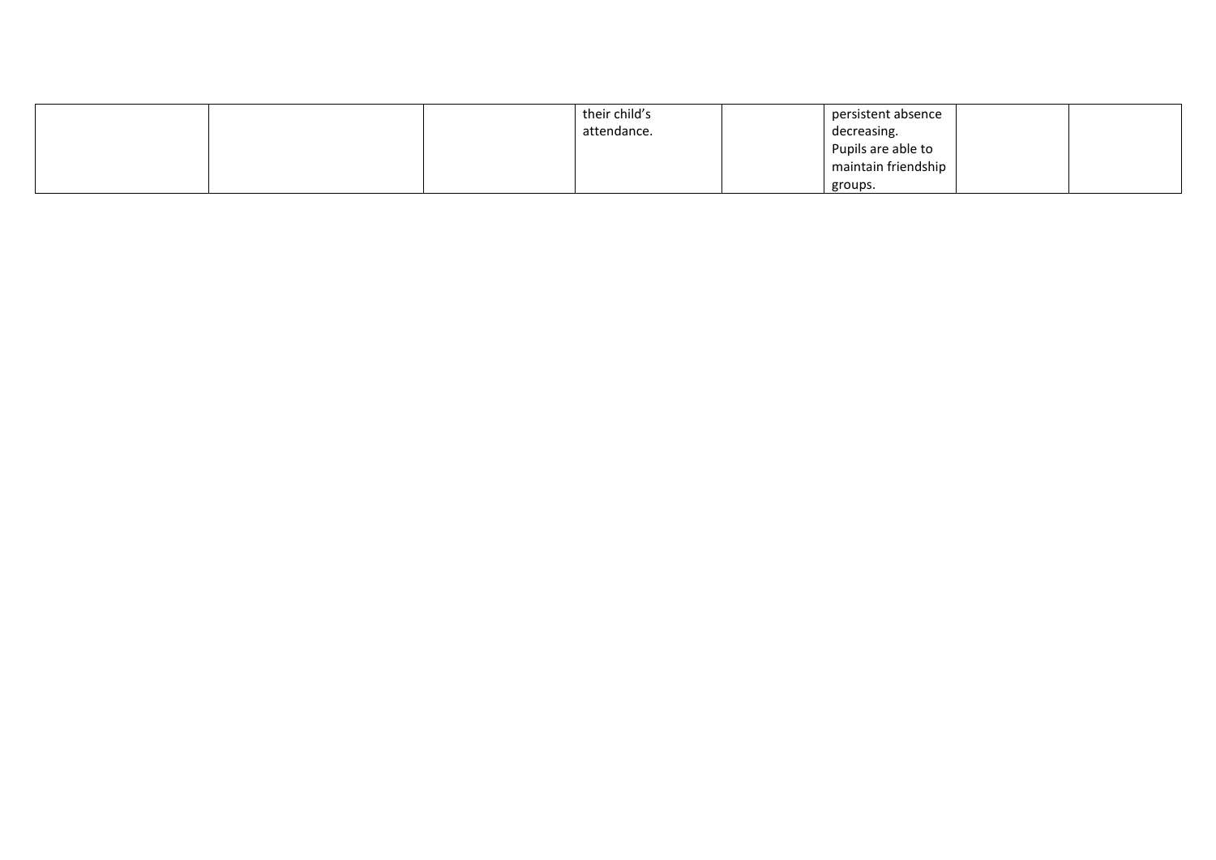| | | | | | | | |
|---|---|---|---|---|---|---|---|
| | | | their child's attendance. | | persistent absence decreasing. Pupils are able to maintain friendship groups. | | |